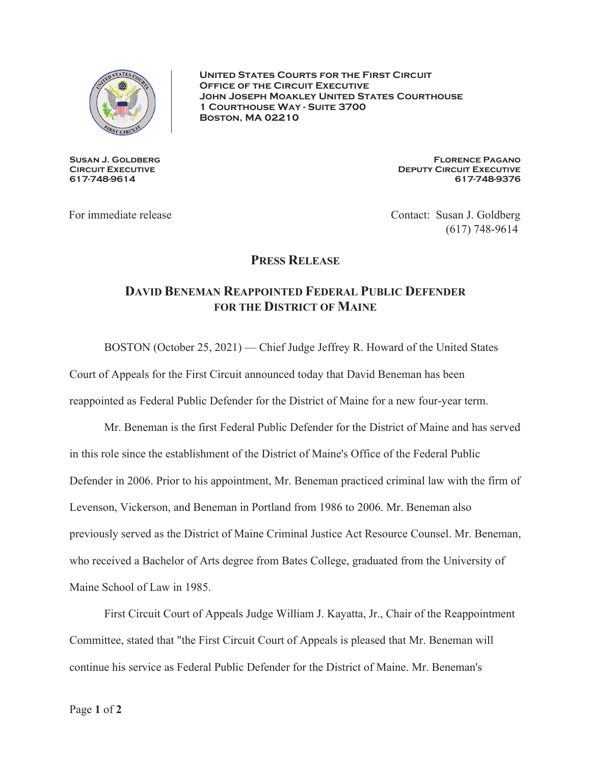**United States Courts for the First Circuit**
**Office of the Circuit Executive**
**John Joseph Moakley United States Courthouse**
**1 Courthouse Way - Suite 3700**
**Boston, MA 02210**

**Susan J. Goldberg**
**Circuit Executive**
**617-748-9614**

**Florence Pagano**
**Deputy Circuit Executive**
**617-748-9376**

For immediate release

Contact: Susan J. Goldberg
(617) 748-9614

# Press Release

## David Beneman Reappointed Federal Public Defender for the District of Maine

BOSTON (October 25, 2021) — Chief Judge Jeffrey R. Howard of the United States Court of Appeals for the First Circuit announced today that David Beneman has been reappointed as Federal Public Defender for the District of Maine for a new four-year term.

Mr. Beneman is the first Federal Public Defender for the District of Maine and has served in this role since the establishment of the District of Maine's Office of the Federal Public Defender in 2006. Prior to his appointment, Mr. Beneman practiced criminal law with the firm of Levenson, Vickerson, and Beneman in Portland from 1986 to 2006. Mr. Beneman also previously served as the District of Maine Criminal Justice Act Resource Counsel. Mr. Beneman, who received a Bachelor of Arts degree from Bates College, graduated from the University of Maine School of Law in 1985.

First Circuit Court of Appeals Judge William J. Kayatta, Jr., Chair of the Reappointment Committee, stated that "the First Circuit Court of Appeals is pleased that Mr. Beneman will continue his service as Federal Public Defender for the District of Maine. Mr. Beneman's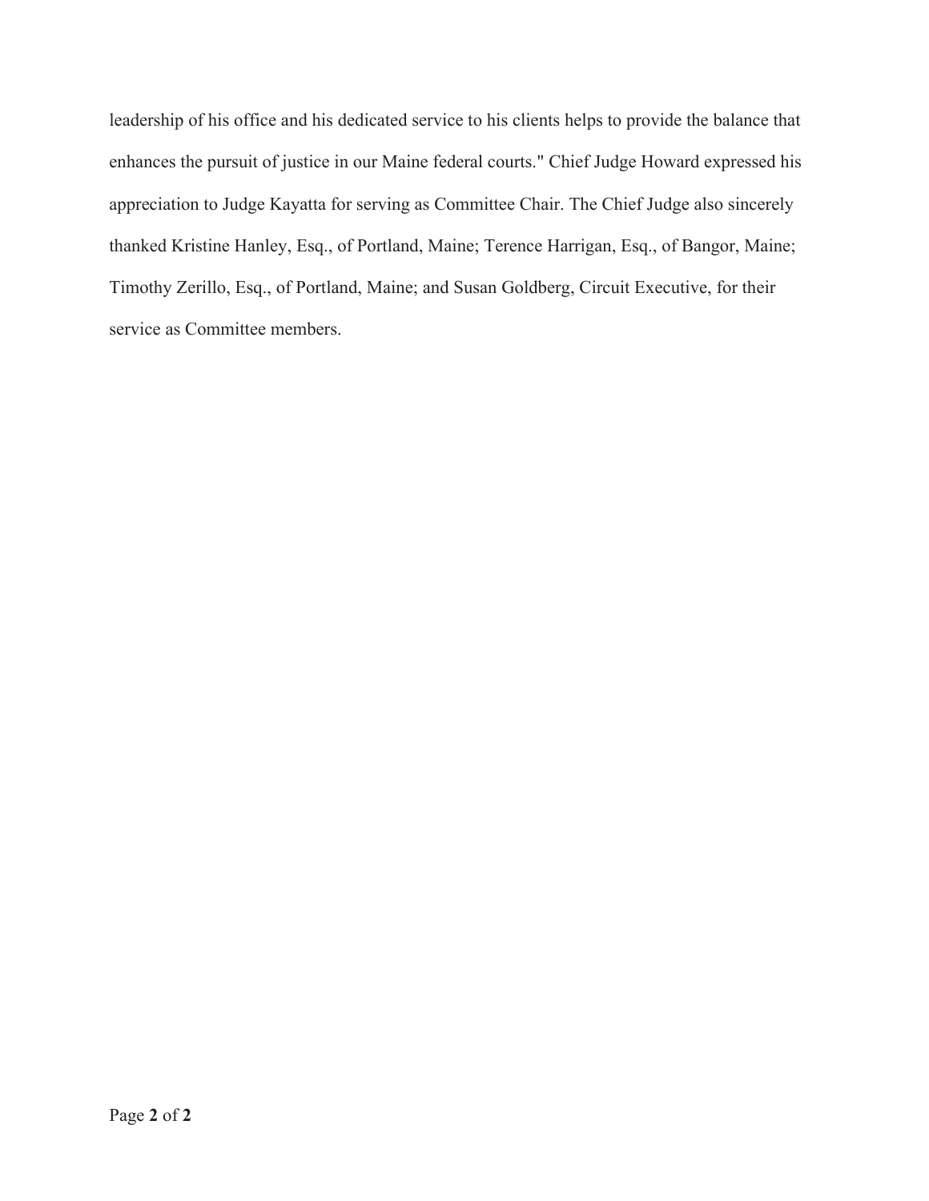leadership of his office and his dedicated service to his clients helps to provide the balance that enhances the pursuit of justice in our Maine federal courts." Chief Judge Howard expressed his appreciation to Judge Kayatta for serving as Committee Chair. The Chief Judge also sincerely thanked Kristine Hanley, Esq., of Portland, Maine; Terence Harrigan, Esq., of Bangor, Maine; Timothy Zerillo, Esq., of Portland, Maine; and Susan Goldberg, Circuit Executive, for their service as Committee members.